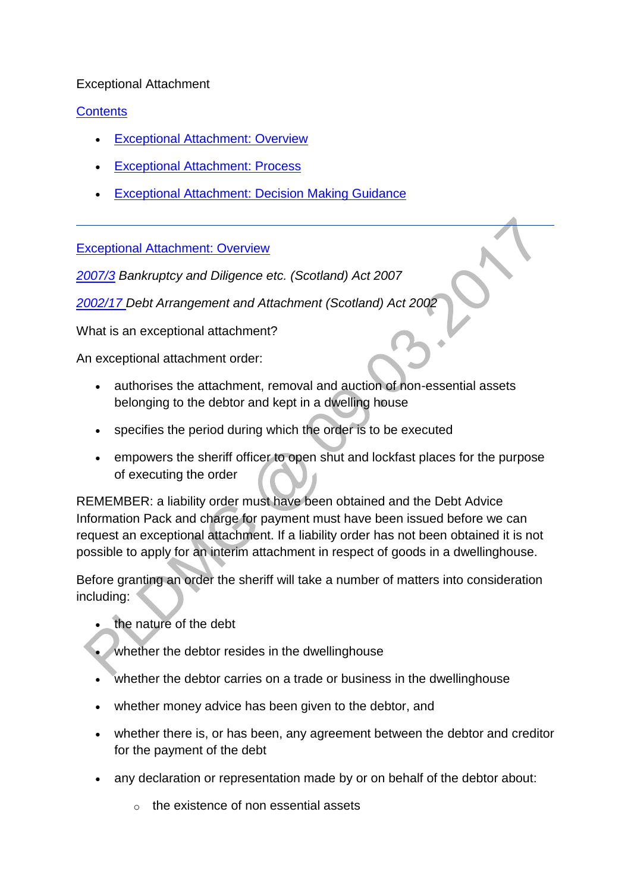Exceptional Attachment

[Contents]

- [Exceptional Attachment: Overview]
- [Exceptional Attachment: Process]
- [Exceptional Attachment: Decision Making Guidance]

---

## Exceptional Attachment: Overview

2007/3 *Bankruptcy and Diligence etc. (Scotland) Act 2007*

2002/17 *Debt Arrangement and Attachment (Scotland) Act 2002*

What is an exceptional attachment?

An exceptional attachment order:

- authorises the attachment, removal and auction of non-essential assets belonging to the debtor and kept in a dwelling house
- specifies the period during which the order is to be executed
- empowers the sheriff officer to open shut and lockfast places for the purpose of executing the order

REMEMBER: a liability order must have been obtained and the Debt Advice Information Pack and charge for payment must have been issued before we can request an exceptional attachment. If a liability order has not been obtained it is not possible to apply for an interim attachment in respect of goods in a dwellinghouse.

Before granting an order the sheriff will take a number of matters into consideration including:

- the nature of the debt
- whether the debtor resides in the dwellinghouse
- whether the debtor carries on a trade or business in the dwellinghouse
- whether money advice has been given to the debtor, and
- whether there is, or has been, any agreement between the debtor and creditor for the payment of the debt
- any declaration or representation made by or on behalf of the debtor about:
  - the existence of non essential assets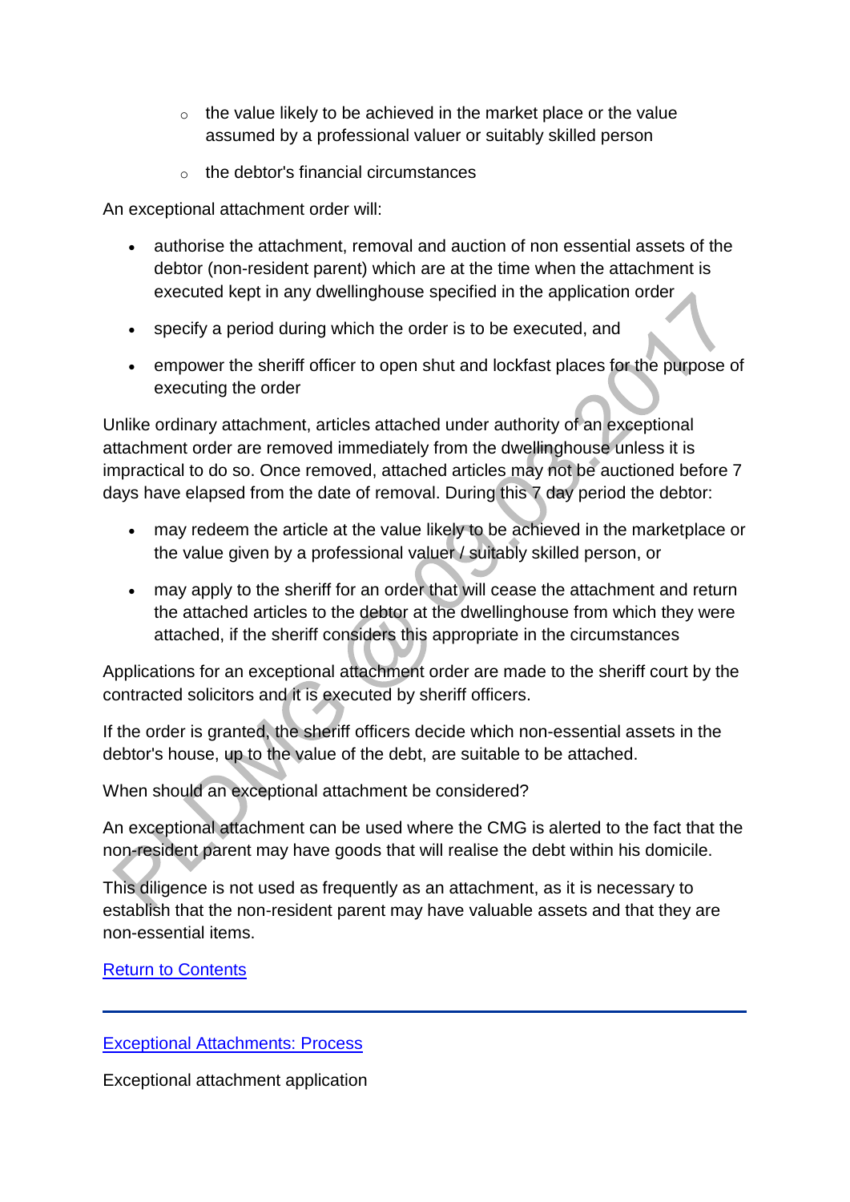- the value likely to be achieved in the market place or the value assumed by a professional valuer or suitably skilled person
    - the debtor's financial circumstances

An exceptional attachment order will:

- authorise the attachment, removal and auction of non essential assets of the debtor (non-resident parent) which are at the time when the attachment is executed kept in any dwellinghouse specified in the application order
- specify a period during which the order is to be executed, and
- empower the sheriff officer to open shut and lockfast places for the purpose of executing the order

Unlike ordinary attachment, articles attached under authority of an exceptional attachment order are removed immediately from the dwellinghouse unless it is impractical to do so. Once removed, attached articles may not be auctioned before 7 days have elapsed from the date of removal. During this 7 day period the debtor:

- may redeem the article at the value likely to be achieved in the marketplace or the value given by a professional valuer / suitably skilled person, or
- may apply to the sheriff for an order that will cease the attachment and return the attached articles to the debtor at the dwellinghouse from which they were attached, if the sheriff considers this appropriate in the circumstances

Applications for an exceptional attachment order are made to the sheriff court by the contracted solicitors and it is executed by sheriff officers.

If the order is granted, the sheriff officers decide which non-essential assets in the debtor's house, up to the value of the debt, are suitable to be attached.

When should an exceptional attachment be considered?

An exceptional attachment can be used where the CMG is alerted to the fact that the non-resident parent may have goods that will realise the debt within his domicile.

This diligence is not used as frequently as an attachment, as it is necessary to establish that the non-resident parent may have valuable assets and that they are non-essential items.

Return to Contents

---

Exceptional Attachments: Process

Exceptional attachment application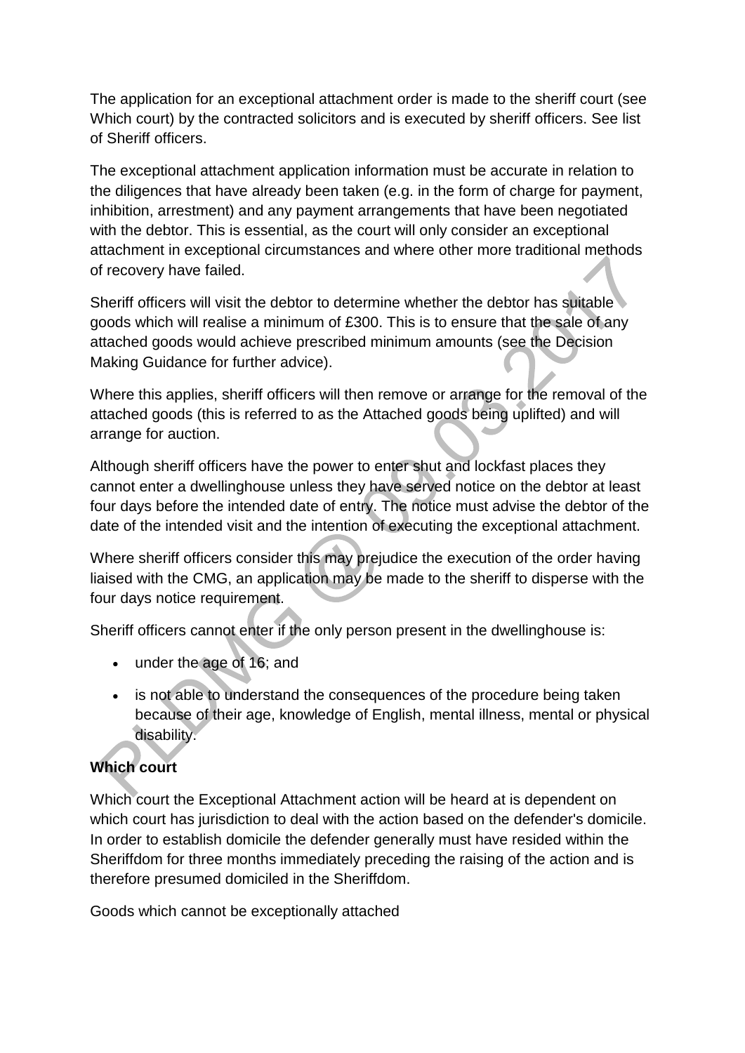The application for an exceptional attachment order is made to the sheriff court (see Which court) by the contracted solicitors and is executed by sheriff officers. See list of Sheriff officers.

The exceptional attachment application information must be accurate in relation to the diligences that have already been taken (e.g. in the form of charge for payment, inhibition, arrestment) and any payment arrangements that have been negotiated with the debtor. This is essential, as the court will only consider an exceptional attachment in exceptional circumstances and where other more traditional methods of recovery have failed.

Sheriff officers will visit the debtor to determine whether the debtor has suitable goods which will realise a minimum of £300. This is to ensure that the sale of any attached goods would achieve prescribed minimum amounts (see the Decision Making Guidance for further advice).

Where this applies, sheriff officers will then remove or arrange for the removal of the attached goods (this is referred to as the Attached goods being uplifted) and will arrange for auction.

Although sheriff officers have the power to enter shut and lockfast places they cannot enter a dwellinghouse unless they have served notice on the debtor at least four days before the intended date of entry. The notice must advise the debtor of the date of the intended visit and the intention of executing the exceptional attachment.

Where sheriff officers consider this may prejudice the execution of the order having liaised with the CMG, an application may be made to the sheriff to disperse with the four days notice requirement.

Sheriff officers cannot enter if the only person present in the dwellinghouse is:

- under the age of 16; and
- is not able to understand the consequences of the procedure being taken because of their age, knowledge of English, mental illness, mental or physical disability.

**Which court**

Which court the Exceptional Attachment action will be heard at is dependent on which court has jurisdiction to deal with the action based on the defender's domicile. In order to establish domicile the defender generally must have resided within the Sheriffdom for three months immediately preceding the raising of the action and is therefore presumed domiciled in the Sheriffdom.

Goods which cannot be exceptionally attached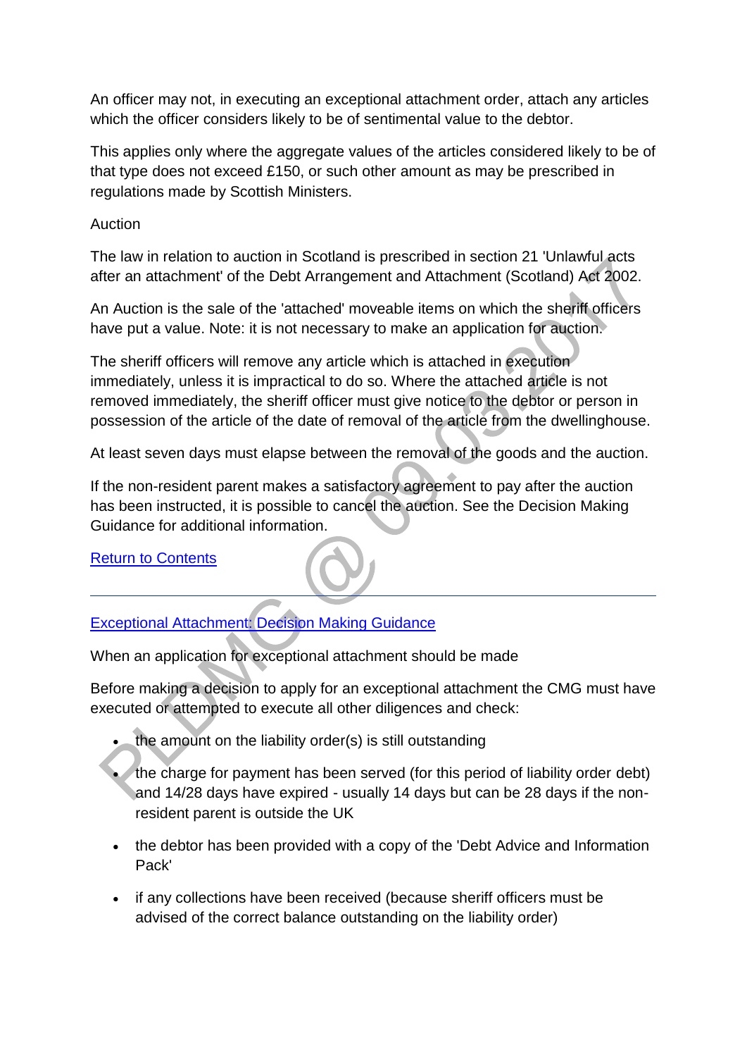An officer may not, in executing an exceptional attachment order, attach any articles which the officer considers likely to be of sentimental value to the debtor.

This applies only where the aggregate values of the articles considered likely to be of that type does not exceed £150, or such other amount as may be prescribed in regulations made by Scottish Ministers.

Auction

The law in relation to auction in Scotland is prescribed in section 21 'Unlawful acts after an attachment' of the Debt Arrangement and Attachment (Scotland) Act 2002.

An Auction is the sale of the 'attached' moveable items on which the sheriff officers have put a value. Note: it is not necessary to make an application for auction.

The sheriff officers will remove any article which is attached in execution immediately, unless it is impractical to do so. Where the attached article is not removed immediately, the sheriff officer must give notice to the debtor or person in possession of the article of the date of removal of the article from the dwellinghouse.

At least seven days must elapse between the removal of the goods and the auction.

If the non-resident parent makes a satisfactory agreement to pay after the auction has been instructed, it is possible to cancel the auction. See the Decision Making Guidance for additional information.

[Return to Contents]

---

## [Exceptional Attachment: Decision Making Guidance]

When an application for exceptional attachment should be made

Before making a decision to apply for an exceptional attachment the CMG must have executed or attempted to execute all other diligences and check:

- the amount on the liability order(s) is still outstanding
- the charge for payment has been served (for this period of liability order debt) and 14/28 days have expired - usually 14 days but can be 28 days if the non-resident parent is outside the UK
- the debtor has been provided with a copy of the 'Debt Advice and Information Pack'
- if any collections have been received (because sheriff officers must be advised of the correct balance outstanding on the liability order)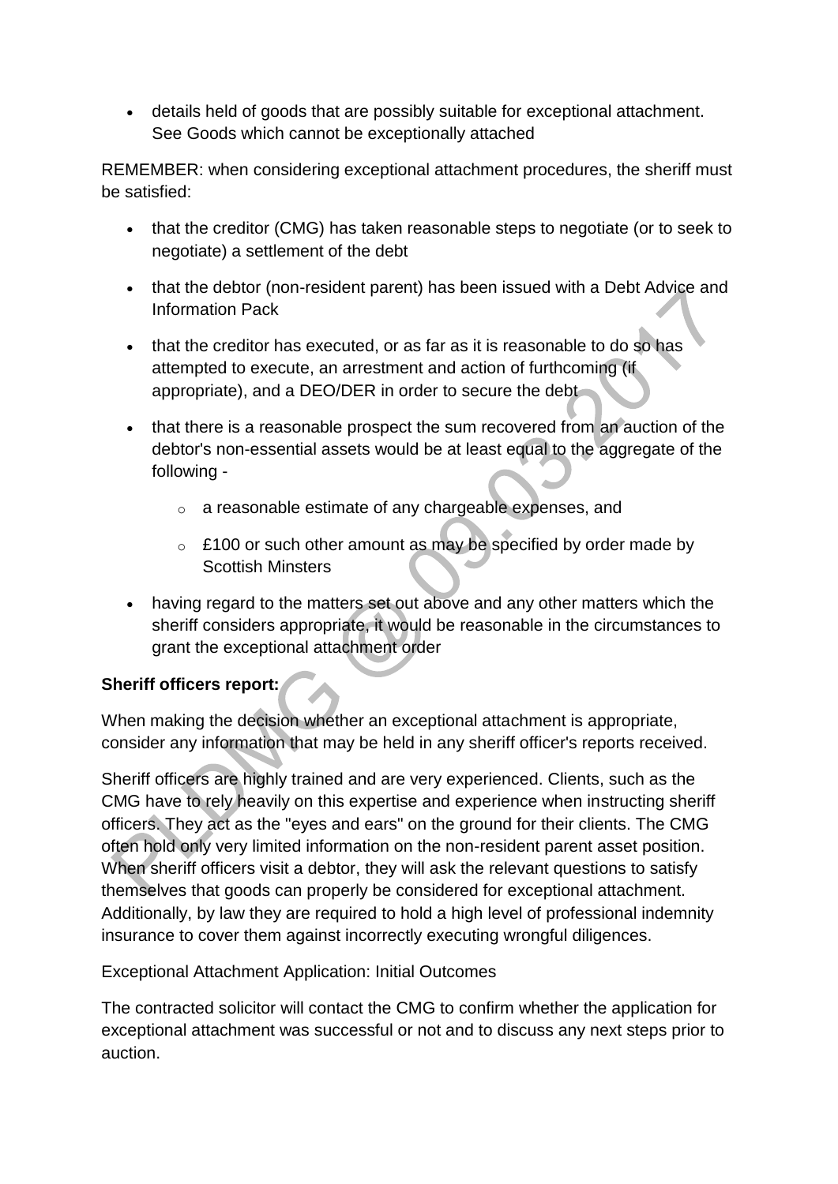- details held of goods that are possibly suitable for exceptional attachment. See Goods which cannot be exceptionally attached

REMEMBER: when considering exceptional attachment procedures, the sheriff must be satisfied:

- that the creditor (CMG) has taken reasonable steps to negotiate (or to seek to negotiate) a settlement of the debt
- that the debtor (non-resident parent) has been issued with a Debt Advice and Information Pack
- that the creditor has executed, or as far as it is reasonable to do so has attempted to execute, an arrestment and action of furthcoming (if appropriate), and a DEO/DER in order to secure the debt
- that there is a reasonable prospect the sum recovered from an auction of the debtor's non-essential assets would be at least equal to the aggregate of the following -
  - a reasonable estimate of any chargeable expenses, and
  - £100 or such other amount as may be specified by order made by Scottish Minsters
- having regard to the matters set out above and any other matters which the sheriff considers appropriate, it would be reasonable in the circumstances to grant the exceptional attachment order

**Sheriff officers report:**

When making the decision whether an exceptional attachment is appropriate, consider any information that may be held in any sheriff officer's reports received.

Sheriff officers are highly trained and are very experienced. Clients, such as the CMG have to rely heavily on this expertise and experience when instructing sheriff officers. They act as the "eyes and ears" on the ground for their clients. The CMG often hold only very limited information on the non-resident parent asset position. When sheriff officers visit a debtor, they will ask the relevant questions to satisfy themselves that goods can properly be considered for exceptional attachment. Additionally, by law they are required to hold a high level of professional indemnity insurance to cover them against incorrectly executing wrongful diligences.

Exceptional Attachment Application: Initial Outcomes

The contracted solicitor will contact the CMG to confirm whether the application for exceptional attachment was successful or not and to discuss any next steps prior to auction.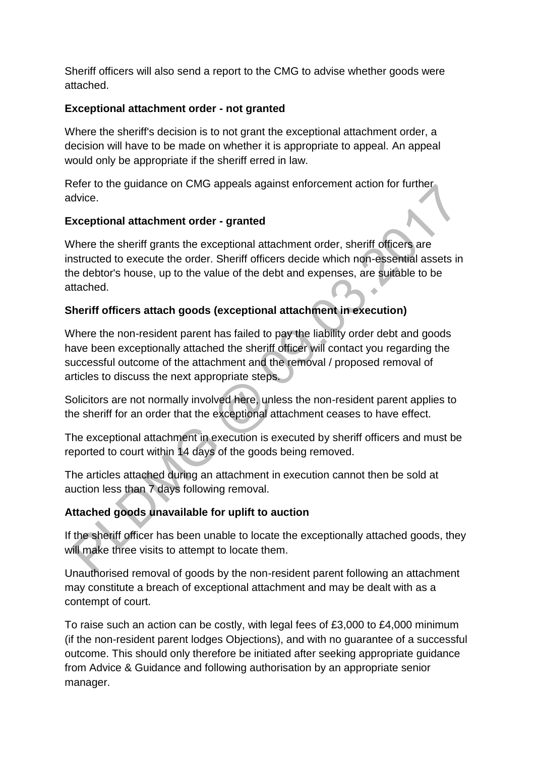Sheriff officers will also send a report to the CMG to advise whether goods were attached.

**Exceptional attachment order - not granted**

Where the sheriff's decision is to not grant the exceptional attachment order, a decision will have to be made on whether it is appropriate to appeal. An appeal would only be appropriate if the sheriff erred in law.

Refer to the guidance on CMG appeals against enforcement action for further advice.

**Exceptional attachment order - granted**

Where the sheriff grants the exceptional attachment order, sheriff officers are instructed to execute the order. Sheriff officers decide which non-essential assets in the debtor's house, up to the value of the debt and expenses, are suitable to be attached.

**Sheriff officers attach goods (exceptional attachment in execution)**

Where the non-resident parent has failed to pay the liability order debt and goods have been exceptionally attached the sheriff officer will contact you regarding the successful outcome of the attachment and the removal / proposed removal of articles to discuss the next appropriate steps.

Solicitors are not normally involved here, unless the non-resident parent applies to the sheriff for an order that the exceptional attachment ceases to have effect.

The exceptional attachment in execution is executed by sheriff officers and must be reported to court within 14 days of the goods being removed.

The articles attached during an attachment in execution cannot then be sold at auction less than 7 days following removal.

**Attached goods unavailable for uplift to auction**

If the sheriff officer has been unable to locate the exceptionally attached goods, they will make three visits to attempt to locate them.

Unauthorised removal of goods by the non-resident parent following an attachment may constitute a breach of exceptional attachment and may be dealt with as a contempt of court.

To raise such an action can be costly, with legal fees of £3,000 to £4,000 minimum (if the non-resident parent lodges Objections), and with no guarantee of a successful outcome. This should only therefore be initiated after seeking appropriate guidance from Advice & Guidance and following authorisation by an appropriate senior manager.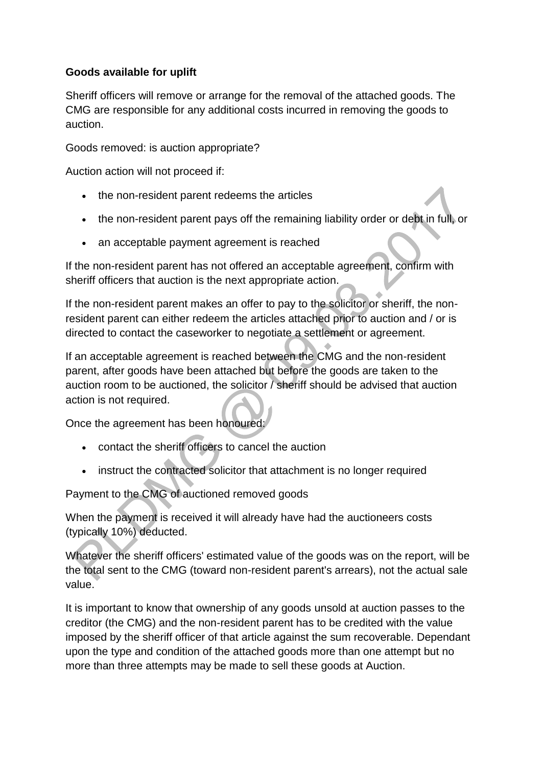**Goods available for uplift**

Sheriff officers will remove or arrange for the removal of the attached goods. The CMG are responsible for any additional costs incurred in removing the goods to auction.

Goods removed: is auction appropriate?

Auction action will not proceed if:

- the non-resident parent redeems the articles
- the non-resident parent pays off the remaining liability order or debt in full, or
- an acceptable payment agreement is reached

If the non-resident parent has not offered an acceptable agreement, confirm with sheriff officers that auction is the next appropriate action.

If the non-resident parent makes an offer to pay to the solicitor or sheriff, the non-resident parent can either redeem the articles attached prior to auction and / or is directed to contact the caseworker to negotiate a settlement or agreement.

If an acceptable agreement is reached between the CMG and the non-resident parent, after goods have been attached but before the goods are taken to the auction room to be auctioned, the solicitor / sheriff should be advised that auction action is not required.

Once the agreement has been honoured:

- contact the sheriff officers to cancel the auction
- instruct the contracted solicitor that attachment is no longer required

Payment to the CMG of auctioned removed goods

When the payment is received it will already have had the auctioneers costs (typically 10%) deducted.

Whatever the sheriff officers' estimated value of the goods was on the report, will be the total sent to the CMG (toward non-resident parent's arrears), not the actual sale value.

It is important to know that ownership of any goods unsold at auction passes to the creditor (the CMG) and the non-resident parent has to be credited with the value imposed by the sheriff officer of that article against the sum recoverable. Dependant upon the type and condition of the attached goods more than one attempt but no more than three attempts may be made to sell these goods at Auction.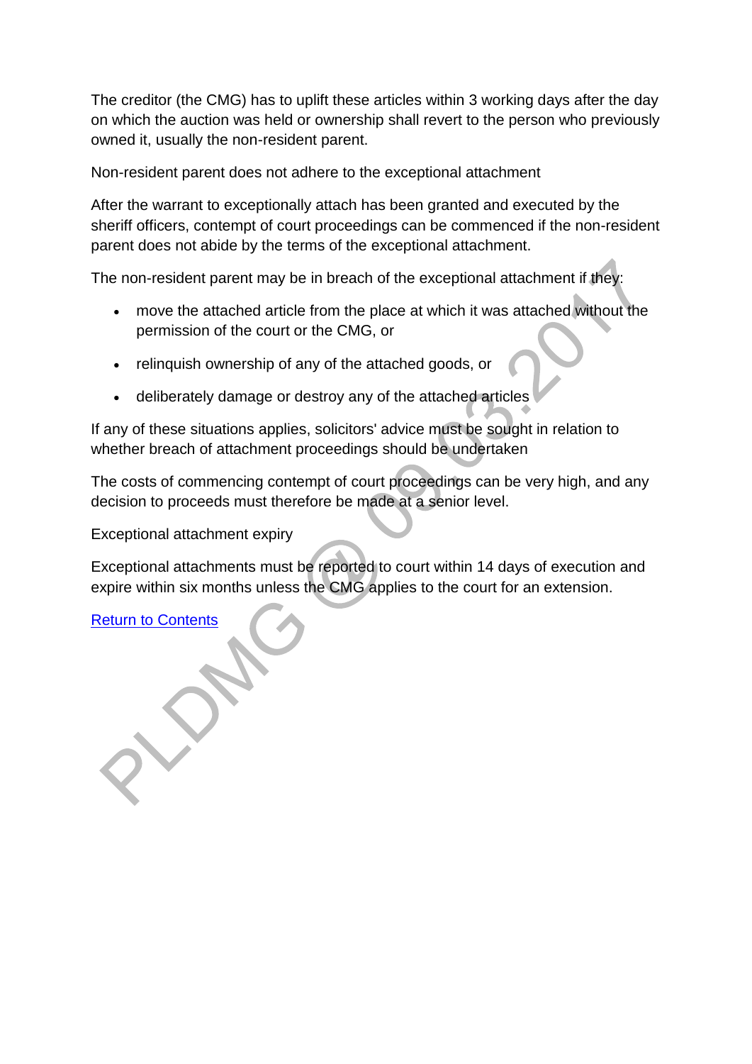The creditor (the CMG) has to uplift these articles within 3 working days after the day on which the auction was held or ownership shall revert to the person who previously owned it, usually the non-resident parent.

## Non-resident parent does not adhere to the exceptional attachment

After the warrant to exceptionally attach has been granted and executed by the sheriff officers, contempt of court proceedings can be commenced if the non-resident parent does not abide by the terms of the exceptional attachment.

The non-resident parent may be in breach of the exceptional attachment if they:

- move the attached article from the place at which it was attached without the permission of the court or the CMG, or
- relinquish ownership of any of the attached goods, or
- deliberately damage or destroy any of the attached articles

If any of these situations applies, solicitors' advice must be sought in relation to whether breach of attachment proceedings should be undertaken

The costs of commencing contempt of court proceedings can be very high, and any decision to proceeds must therefore be made at a senior level.

## Exceptional attachment expiry

Exceptional attachments must be reported to court within 14 days of execution and expire within six months unless the CMG applies to the court for an extension.

[Return to Contents]